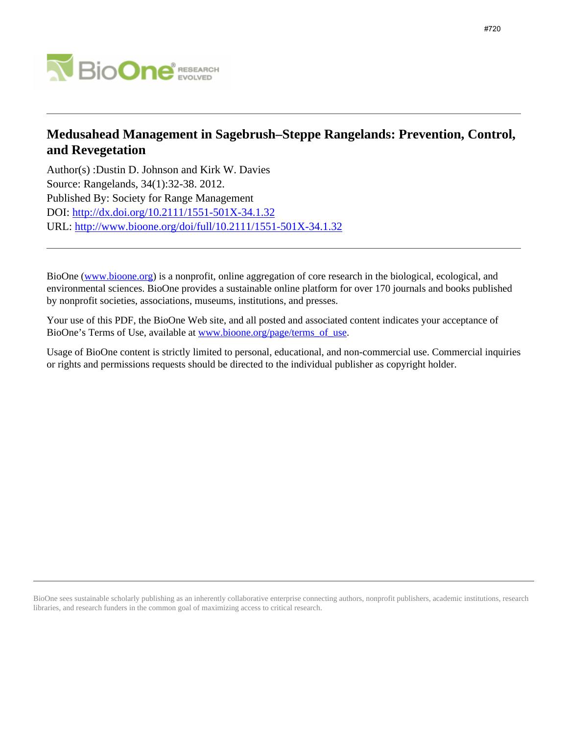#720

# Medusahead Management in Sagebrush–Steppe Rangelands: Prevention, Control, and Revegetation

Author(s) :Dustin D. Johnson and Kirk W. Davies
Source: Rangelands, 34(1):32-38. 2012.
Published By: Society for Range Management
DOI: http://dx.doi.org/10.2111/1551-501X-34.1.32
URL: http://www.bioone.org/doi/full/10.2111/1551-501X-34.1.32

---

BioOne (www.bioone.org) is a nonprofit, online aggregation of core research in the biological, ecological, and environmental sciences. BioOne provides a sustainable online platform for over 170 journals and books published by nonprofit societies, associations, museums, institutions, and presses.

Your use of this PDF, the BioOne Web site, and all posted and associated content indicates your acceptance of BioOne's Terms of Use, available at www.bioone.org/page/terms_of_use.

Usage of BioOne content is strictly limited to personal, educational, and non-commercial use. Commercial inquiries or rights and permissions requests should be directed to the individual publisher as copyright holder.

---

BioOne sees sustainable scholarly publishing as an inherently collaborative enterprise connecting authors, nonprofit publishers, academic institutions, research libraries, and research funders in the common goal of maximizing access to critical research.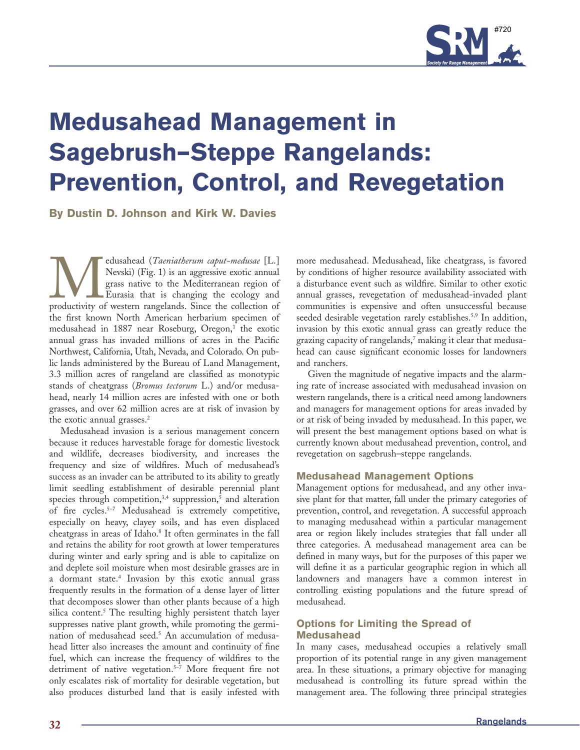# Medusahead Management in Sagebrush–Steppe Rangelands: Prevention, Control, and Revegetation

**By Dustin D. Johnson and Kirk W. Davies**

Medusahead (*Taeniatherum caput-medusae* [L.] Nevski) (Fig. 1) is an aggressive exotic annual grass native to the Mediterranean region of Eurasia that is changing the ecology and productivity of western rangelands. Since the collection of the first known North American herbarium specimen of medusahead in 1887 near Roseburg, Oregon,[1] the exotic annual grass has invaded millions of acres in the Pacific Northwest, California, Utah, Nevada, and Colorado. On public lands administered by the Bureau of Land Management, 3.3 million acres of rangeland are classified as monotypic stands of cheatgrass (*Bromus tectorum* L.) and/or medusahead, nearly 14 million acres are infested with one or both grasses, and over 62 million acres are at risk of invasion by the exotic annual grasses.[2]

Medusahead invasion is a serious management concern because it reduces harvestable forage for domestic livestock and wildlife, decreases biodiversity, and increases the frequency and size of wildfires. Much of medusahead's success as an invader can be attributed to its ability to greatly limit seedling establishment of desirable perennial plant species through competition,[3,4] suppression,[5] and alteration of fire cycles.[5–7] Medusahead is extremely competitive, especially on heavy, clayey soils, and has even displaced cheatgrass in areas of Idaho.[8] It often germinates in the fall and retains the ability for root growth at lower temperatures during winter and early spring and is able to capitalize on and deplete soil moisture when most desirable grasses are in a dormant state.[4] Invasion by this exotic annual grass frequently results in the formation of a dense layer of litter that decomposes slower than other plants because of a high silica content.[5] The resulting highly persistent thatch layer suppresses native plant growth, while promoting the germination of medusahead seed.[5] An accumulation of medusahead litter also increases the amount and continuity of fine fuel, which can increase the frequency of wildfires to the detriment of native vegetation.[5–7] More frequent fire not only escalates risk of mortality for desirable vegetation, but also produces disturbed land that is easily infested with more medusahead. Medusahead, like cheatgrass, is favored by conditions of higher resource availability associated with a disturbance event such as wildfire. Similar to other exotic annual grasses, revegetation of medusahead-invaded plant communities is expensive and often unsuccessful because seeded desirable vegetation rarely establishes.[5,9] In addition, invasion by this exotic annual grass can greatly reduce the grazing capacity of rangelands,[7] making it clear that medusahead can cause significant economic losses for landowners and ranchers.

Given the magnitude of negative impacts and the alarming rate of increase associated with medusahead invasion on western rangelands, there is a critical need among landowners and managers for management options for areas invaded by or at risk of being invaded by medusahead. In this paper, we will present the best management options based on what is currently known about medusahead prevention, control, and revegetation on sagebrush–steppe rangelands.

## Medusahead Management Options

Management options for medusahead, and any other invasive plant for that matter, fall under the primary categories of prevention, control, and revegetation. A successful approach to managing medusahead within a particular management area or region likely includes strategies that fall under all three categories. A medusahead management area can be defined in many ways, but for the purposes of this paper we will define it as a particular geographic region in which all landowners and managers have a common interest in controlling existing populations and the future spread of medusahead.

## Options for Limiting the Spread of Medusahead

In many cases, medusahead occupies a relatively small proportion of its potential range in any given management area. In these situations, a primary objective for managing medusahead is controlling its future spread within the management area. The following three principal strategies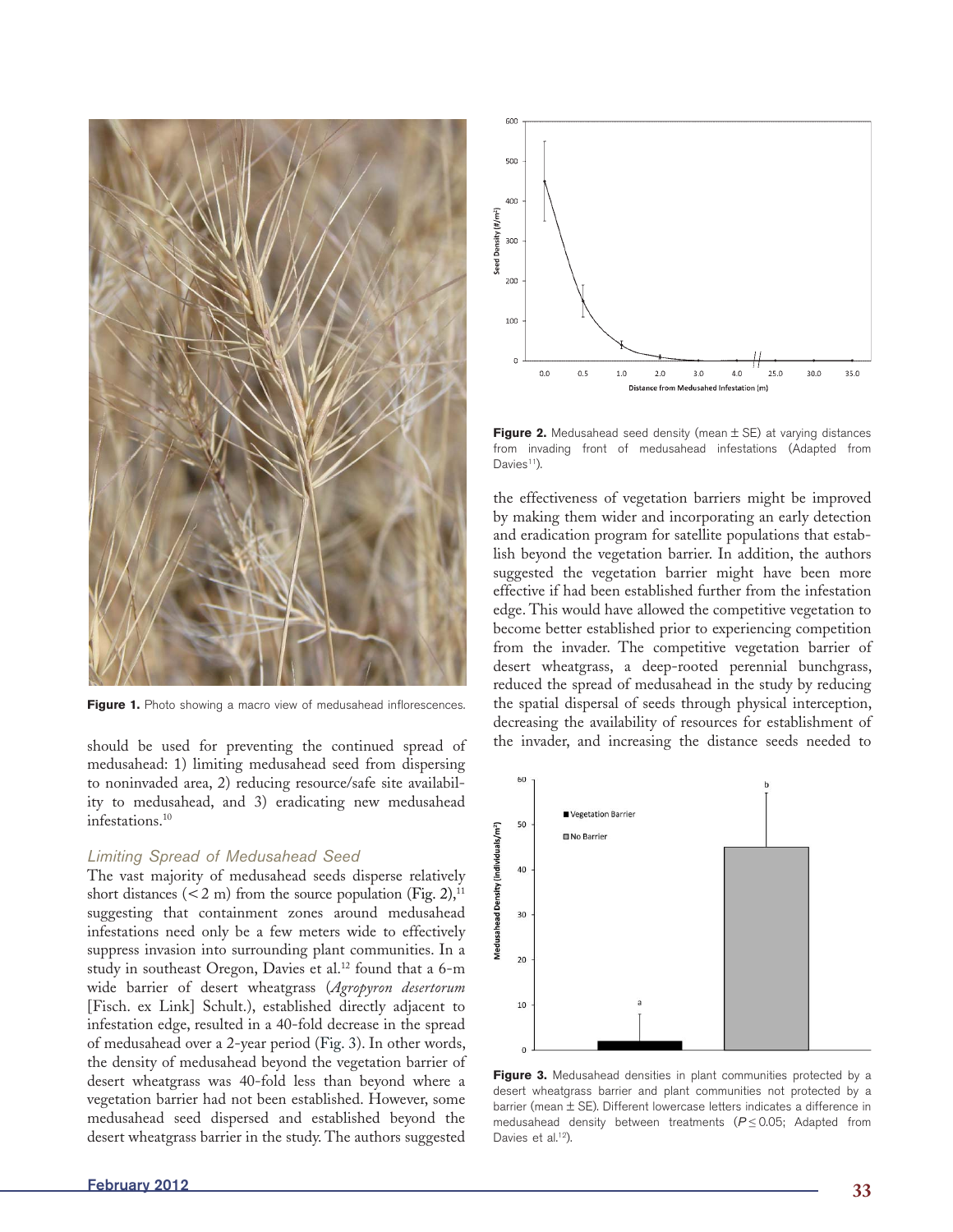Figure 1. Photo showing a macro view of medusahead inflorescences.

should be used for preventing the continued spread of medusahead: 1) limiting medusahead seed from dispersing to noninvaded area, 2) reducing resource/safe site availability to medusahead, and 3) eradicating new medusahead infestations.[10]

### *Limiting Spread of Medusahead Seed*

The vast majority of medusahead seeds disperse relatively short distances (< 2 m) from the source population (Fig. 2),[11] suggesting that containment zones around medusahead infestations need only be a few meters wide to effectively suppress invasion into surrounding plant communities. In a study in southeast Oregon, Davies et al.[12] found that a 6-m wide barrier of desert wheatgrass (*Agropyron desertorum* [Fisch. ex Link] Schult.), established directly adjacent to infestation edge, resulted in a 40-fold decrease in the spread of medusahead over a 2-year period (Fig. 3). In other words, the density of medusahead beyond the vegetation barrier of desert wheatgrass was 40-fold less than beyond where a vegetation barrier had not been established. However, some medusahead seed dispersed and established beyond the desert wheatgrass barrier in the study. The authors suggested the effectiveness of vegetation barriers might be improved by making them wider and incorporating an early detection and eradication program for satellite populations that establish beyond the vegetation barrier. In addition, the authors suggested the vegetation barrier might have been more effective if had been established further from the infestation edge. This would have allowed the competitive vegetation to become better established prior to experiencing competition from the invader. The competitive vegetation barrier of desert wheatgrass, a deep-rooted perennial bunchgrass, reduced the spread of medusahead in the study by reducing the spatial dispersal of seeds through physical interception, decreasing the availability of resources for establishment of the invader, and increasing the distance seeds needed to

Figure 2. Medusahead seed density (mean ± SE) at varying distances from invading front of medusahead infestations (Adapted from Davies[11]).

Figure 3. Medusahead densities in plant communities protected by a desert wheatgrass barrier and plant communities not protected by a barrier (mean ± SE). Different lowercase letters indicates a difference in medusahead density between treatments ($P \leq 0.05$; Adapted from Davies et al.[12]).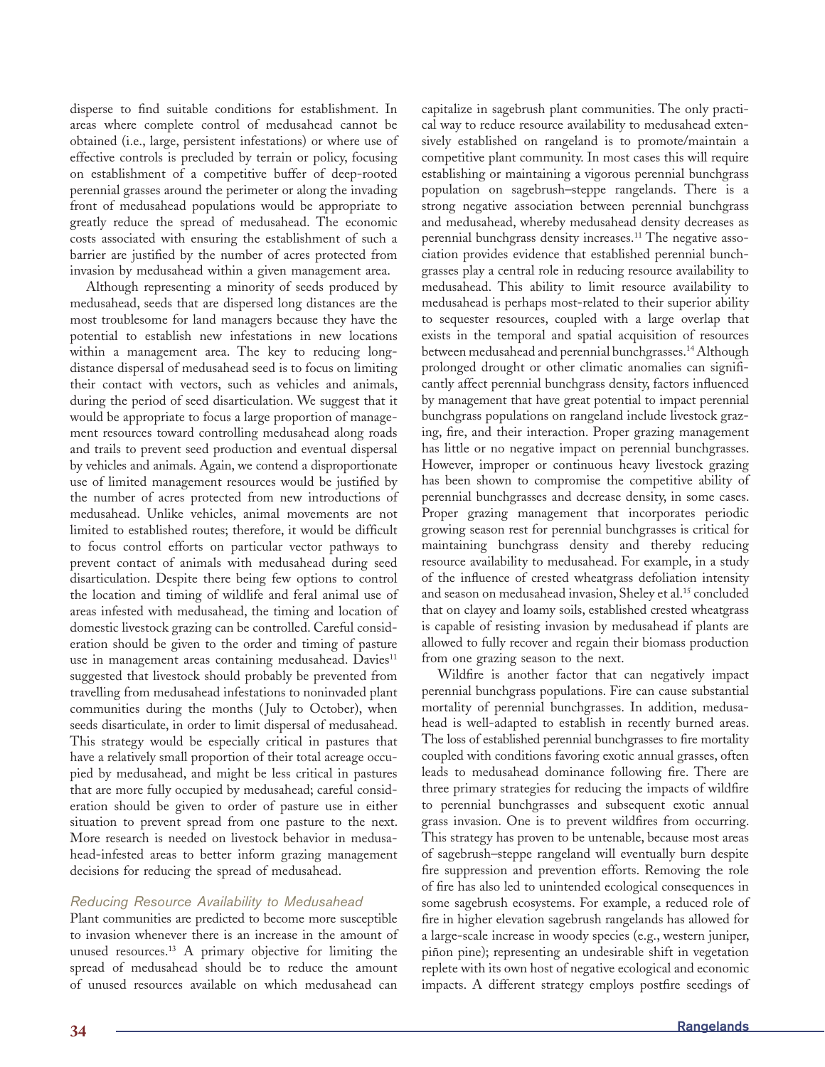disperse to find suitable conditions for establishment. In areas where complete control of medusahead cannot be obtained (i.e., large, persistent infestations) or where use of effective controls is precluded by terrain or policy, focusing on establishment of a competitive buffer of deep-rooted perennial grasses around the perimeter or along the invading front of medusahead populations would be appropriate to greatly reduce the spread of medusahead. The economic costs associated with ensuring the establishment of such a barrier are justified by the number of acres protected from invasion by medusahead within a given management area.

Although representing a minority of seeds produced by medusahead, seeds that are dispersed long distances are the most troublesome for land managers because they have the potential to establish new infestations in new locations within a management area. The key to reducing long-distance dispersal of medusahead seed is to focus on limiting their contact with vectors, such as vehicles and animals, during the period of seed disarticulation. We suggest that it would be appropriate to focus a large proportion of management resources toward controlling medusahead along roads and trails to prevent seed production and eventual dispersal by vehicles and animals. Again, we contend a disproportionate use of limited management resources would be justified by the number of acres protected from new introductions of medusahead. Unlike vehicles, animal movements are not limited to established routes; therefore, it would be difficult to focus control efforts on particular vector pathways to prevent contact of animals with medusahead during seed disarticulation. Despite there being few options to control the location and timing of wildlife and feral animal use of areas infested with medusahead, the timing and location of domestic livestock grazing can be controlled. Careful consideration should be given to the order and timing of pasture use in management areas containing medusahead. Davies[11] suggested that livestock should probably be prevented from travelling from medusahead infestations to noninvaded plant communities during the months (July to October), when seeds disarticulate, in order to limit dispersal of medusahead. This strategy would be especially critical in pastures that have a relatively small proportion of their total acreage occupied by medusahead, and might be less critical in pastures that are more fully occupied by medusahead; careful consideration should be given to order of pasture use in either situation to prevent spread from one pasture to the next. More research is needed on livestock behavior in medusahead-infested areas to better inform grazing management decisions for reducing the spread of medusahead.

### *Reducing Resource Availability to Medusahead*

Plant communities are predicted to become more susceptible to invasion whenever there is an increase in the amount of unused resources.[13] A primary objective for limiting the spread of medusahead should be to reduce the amount of unused resources available on which medusahead can capitalize in sagebrush plant communities. The only practical way to reduce resource availability to medusahead extensively established on rangeland is to promote/maintain a competitive plant community. In most cases this will require establishing or maintaining a vigorous perennial bunchgrass population on sagebrush–steppe rangelands. There is a strong negative association between perennial bunchgrass and medusahead, whereby medusahead density decreases as perennial bunchgrass density increases.[11] The negative association provides evidence that established perennial bunchgrasses play a central role in reducing resource availability to medusahead. This ability to limit resource availability to medusahead is perhaps most-related to their superior ability to sequester resources, coupled with a large overlap that exists in the temporal and spatial acquisition of resources between medusahead and perennial bunchgrasses.[14] Although prolonged drought or other climatic anomalies can significantly affect perennial bunchgrass density, factors influenced by management that have great potential to impact perennial bunchgrass populations on rangeland include livestock grazing, fire, and their interaction. Proper grazing management has little or no negative impact on perennial bunchgrasses. However, improper or continuous heavy livestock grazing has been shown to compromise the competitive ability of perennial bunchgrasses and decrease density, in some cases. Proper grazing management that incorporates periodic growing season rest for perennial bunchgrasses is critical for maintaining bunchgrass density and thereby reducing resource availability to medusahead. For example, in a study of the influence of crested wheatgrass defoliation intensity and season on medusahead invasion, Sheley et al.[15] concluded that on clayey and loamy soils, established crested wheatgrass is capable of resisting invasion by medusahead if plants are allowed to fully recover and regain their biomass production from one grazing season to the next.

Wildfire is another factor that can negatively impact perennial bunchgrass populations. Fire can cause substantial mortality of perennial bunchgrasses. In addition, medusahead is well-adapted to establish in recently burned areas. The loss of established perennial bunchgrasses to fire mortality coupled with conditions favoring exotic annual grasses, often leads to medusahead dominance following fire. There are three primary strategies for reducing the impacts of wildfire to perennial bunchgrasses and subsequent exotic annual grass invasion. One is to prevent wildfires from occurring. This strategy has proven to be untenable, because most areas of sagebrush–steppe rangeland will eventually burn despite fire suppression and prevention efforts. Removing the role of fire has also led to unintended ecological consequences in some sagebrush ecosystems. For example, a reduced role of fire in higher elevation sagebrush rangelands has allowed for a large-scale increase in woody species (e.g., western juniper, piñon pine); representing an undesirable shift in vegetation replete with its own host of negative ecological and economic impacts. A different strategy employs postfire seedings of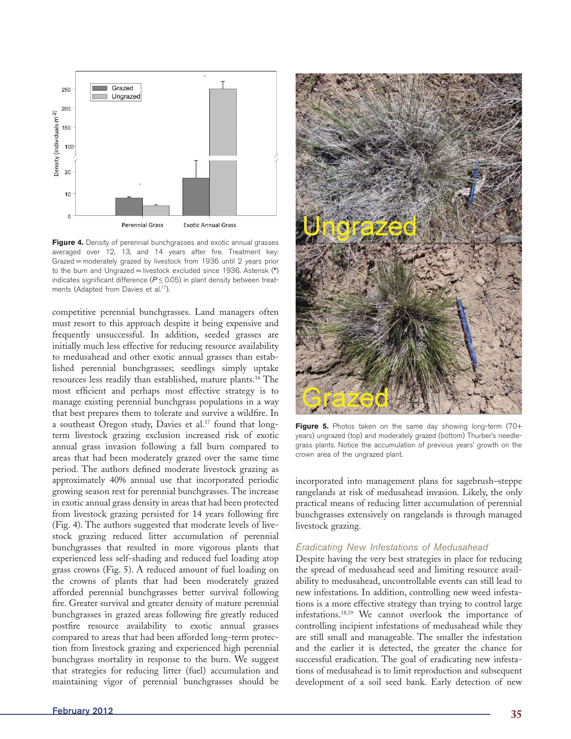Figure 4. Density of perennial bunchgrasses and exotic annual grasses averaged over 12, 13, and 14 years after fire. Treatment key: Grazed = moderately grazed by livestock from 1936 until 2 years prior to the burn and Ungrazed = livestock excluded since 1936. Asterisk (*) indicates significant difference ($P \leq 0.05$) in plant density between treatments (Adapted from Davies et al.[17]).

competitive perennial bunchgrasses. Land managers often must resort to this approach despite it being expensive and frequently unsuccessful. In addition, seeded grasses are initially much less effective for reducing resource availability to medusahead and other exotic annual grasses than established perennial bunchgrasses; seedlings simply uptake resources less readily than established, mature plants.[16] The most efficient and perhaps most effective strategy is to manage existing perennial bunchgrass populations in a way that best prepares them to tolerate and survive a wildfire. In a southeast Oregon study, Davies et al.[17] found that long-term livestock grazing exclusion increased risk of exotic annual grass invasion following a fall burn compared to areas that had been moderately grazed over the same time period. The authors defined moderate livestock grazing as approximately 40% annual use that incorporated periodic growing season rest for perennial bunchgrasses. The increase in exotic annual grass density in areas that had been protected from livestock grazing persisted for 14 years following fire (Fig. 4). The authors suggested that moderate levels of livestock grazing reduced litter accumulation of perennial bunchgrasses that resulted in more vigorous plants that experienced less self-shading and reduced fuel loading atop grass crowns (Fig. 5). A reduced amount of fuel loading on the crowns of plants that had been moderately grazed afforded perennial bunchgrasses better survival following fire. Greater survival and greater density of mature perennial bunchgrasses in grazed areas following fire greatly reduced postfire resource availability to exotic annual grasses compared to areas that had been afforded long-term protection from livestock grazing and experienced high perennial bunchgrass mortality in response to the burn. We suggest that strategies for reducing litter (fuel) accumulation and maintaining vigor of perennial bunchgrasses should be incorporated into management plans for sagebrush–steppe rangelands at risk of medusahead invasion. Likely, the only practical means of reducing litter accumulation of perennial bunchgrasses extensively on rangelands is through managed livestock grazing.

Figure 5. Photos taken on the same day showing long-term (70+ years) ungrazed (top) and moderately grazed (bottom) Thurber's needlegrass plants. Notice the accumulation of previous years' growth on the crown area of the ungrazed plant.

### *Eradicating New Infestations of Medusahead*

Despite having the very best strategies in place for reducing the spread of medusahead seed and limiting resource availability to medusahead, uncontrollable events can still lead to new infestations. In addition, controlling new weed infestations is a more effective strategy than trying to control large infestations.[18,19] We cannot overlook the importance of controlling incipient infestations of medusahead while they are still small and manageable. The smaller the infestation and the earlier it is detected, the greater the chance for successful eradication. The goal of eradicating new infestations of medusahead is to limit reproduction and subsequent development of a soil seed bank. Early detection of new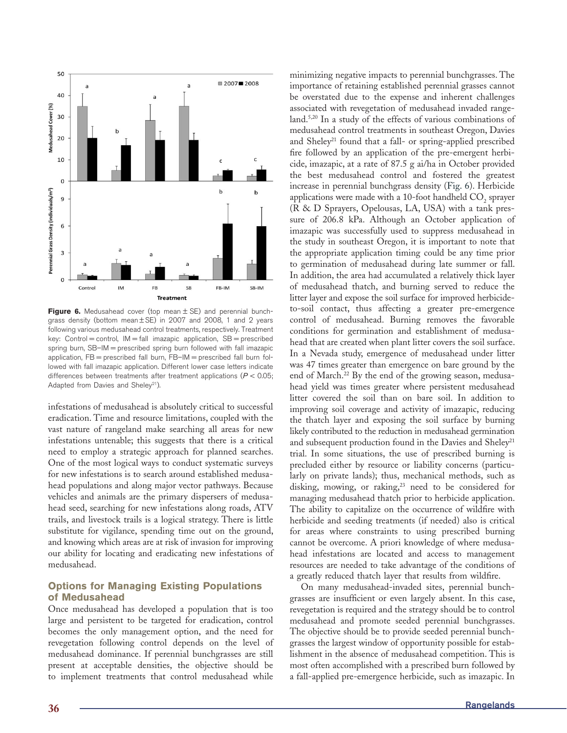Figure 6. Medusahead cover (top mean ± SE) and perennial bunchgrass density (bottom mean ± SE) in 2007 and 2008, 1 and 2 years following various medusahead control treatments, respectively. Treatment key: Control = control, IM = fall imazapic application, SB = prescribed spring burn, SB–IM = prescribed spring burn followed with fall imazapic application, FB = prescribed fall burn, FB–IM = prescribed fall burn followed with fall imazapic application. Different lower case letters indicate differences between treatments after treatment applications ($P < 0.05$; Adapted from Davies and Sheley[21]).

infestations of medusahead is absolutely critical to successful eradication. Time and resource limitations, coupled with the vast nature of rangeland make searching all areas for new infestations untenable; this suggests that there is a critical need to employ a strategic approach for planned searches. One of the most logical ways to conduct systematic surveys for new infestations is to search around established medusahead populations and along major vector pathways. Because vehicles and animals are the primary dispersers of medusahead seed, searching for new infestations along roads, ATV trails, and livestock trails is a logical strategy. There is little substitute for vigilance, spending time out on the ground, and knowing which areas are at risk of invasion for improving our ability for locating and eradicating new infestations of medusahead.

## Options for Managing Existing Populations of Medusahead

Once medusahead has developed a population that is too large and persistent to be targeted for eradication, control becomes the only management option, and the need for revegetation following control depends on the level of medusahead dominance. If perennial bunchgrasses are still present at acceptable densities, the objective should be to implement treatments that control medusahead while minimizing negative impacts to perennial bunchgrasses. The importance of retaining established perennial grasses cannot be overstated due to the expense and inherent challenges associated with revegetation of medusahead invaded rangeland.[5,20] In a study of the effects of various combinations of medusahead control treatments in southeast Oregon, Davies and Sheley[21] found that a fall- or spring-applied prescribed fire followed by an application of the pre-emergent herbicide, imazapic, at a rate of 87.5 g ai/ha in October provided the best medusahead control and fostered the greatest increase in perennial bunchgrass density (Fig. 6). Herbicide applications were made with a 10-foot handheld $CO_2$ sprayer (R & D Sprayers, Opelousas, LA, USA) with a tank pressure of 206.8 kPa. Although an October application of imazapic was successfully used to suppress medusahead in the study in southeast Oregon, it is important to note that the appropriate application timing could be any time prior to germination of medusahead during late summer or fall. In addition, the area had accumulated a relatively thick layer of medusahead thatch, and burning served to reduce the litter layer and expose the soil surface for improved herbicide-to-soil contact, thus affecting a greater pre-emergence control of medusahead. Burning removes the favorable conditions for germination and establishment of medusahead that are created when plant litter covers the soil surface. In a Nevada study, emergence of medusahead under litter was 47 times greater than emergence on bare ground by the end of March.[22] By the end of the growing season, medusahead yield was times greater where persistent medusahead litter covered the soil than on bare soil. In addition to improving soil coverage and activity of imazapic, reducing the thatch layer and exposing the soil surface by burning likely contributed to the reduction in medusahead germination and subsequent production found in the Davies and Sheley[21] trial. In some situations, the use of prescribed burning is precluded either by resource or liability concerns (particularly on private lands); thus, mechanical methods, such as disking, mowing, or raking,[23] need to be considered for managing medusahead thatch prior to herbicide application. The ability to capitalize on the occurrence of wildfire with herbicide and seeding treatments (if needed) also is critical for areas where constraints to using prescribed burning cannot be overcome. A priori knowledge of where medusahead infestations are located and access to management resources are needed to take advantage of the conditions of a greatly reduced thatch layer that results from wildfire.

On many medusahead-invaded sites, perennial bunchgrasses are insufficient or even largely absent. In this case, revegetation is required and the strategy should be to control medusahead and promote seeded perennial bunchgrasses. The objective should be to provide seeded perennial bunchgrasses the largest window of opportunity possible for establishment in the absence of medusahead competition. This is most often accomplished with a prescribed burn followed by a fall-applied pre-emergence herbicide, such as imazapic. In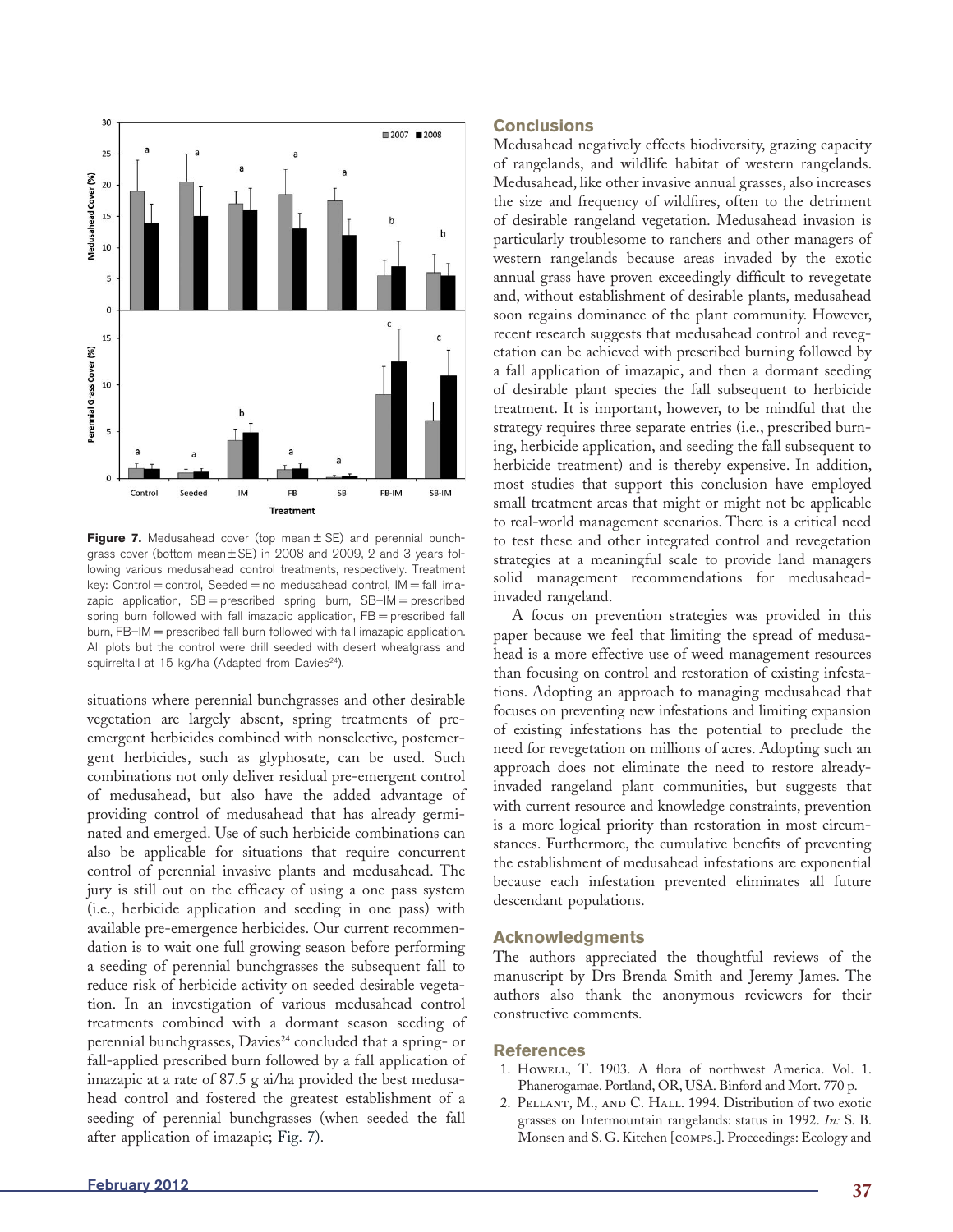**Figure 7.** Medusahead cover (top mean ± SE) and perennial bunchgrass cover (bottom mean ± SE) in 2008 and 2009, 2 and 3 years following various medusahead control treatments, respectively. Treatment key: Control = control, Seeded = no medusahead control, IM = fall imazapic application, SB = prescribed spring burn, SB–IM = prescribed spring burn followed with fall imazapic application, FB = prescribed fall burn, FB–IM = prescribed fall burn followed with fall imazapic application. All plots but the control were drill seeded with desert wheatgrass and squirreltail at 15 kg/ha (Adapted from Davies[24]).

situations where perennial bunchgrasses and other desirable vegetation are largely absent, spring treatments of pre-emergent herbicides combined with nonselective, postemergent herbicides, such as glyphosate, can be used. Such combinations not only deliver residual pre-emergent control of medusahead, but also have the added advantage of providing control of medusahead that has already germinated and emerged. Use of such herbicide combinations can also be applicable for situations that require concurrent control of perennial invasive plants and medusahead. The jury is still out on the efficacy of using a one pass system (i.e., herbicide application and seeding in one pass) with available pre-emergence herbicides. Our current recommendation is to wait one full growing season before performing a seeding of perennial bunchgrasses the subsequent fall to reduce risk of herbicide activity on seeded desirable vegetation. In an investigation of various medusahead control treatments combined with a dormant season seeding of perennial bunchgrasses, Davies[24] concluded that a spring- or fall-applied prescribed burn followed by a fall application of imazapic at a rate of 87.5 g ai/ha provided the best medusahead control and fostered the greatest establishment of a seeding of perennial bunchgrasses (when seeded the fall after application of imazapic; Fig. 7).

## Conclusions

Medusahead negatively effects biodiversity, grazing capacity of rangelands, and wildlife habitat of western rangelands. Medusahead, like other invasive annual grasses, also increases the size and frequency of wildfires, often to the detriment of desirable rangeland vegetation. Medusahead invasion is particularly troublesome to ranchers and other managers of western rangelands because areas invaded by the exotic annual grass have proven exceedingly difficult to revegetate and, without establishment of desirable plants, medusahead soon regains dominance of the plant community. However, recent research suggests that medusahead control and revegetation can be achieved with prescribed burning followed by a fall application of imazapic, and then a dormant seeding of desirable plant species the fall subsequent to herbicide treatment. It is important, however, to be mindful that the strategy requires three separate entries (i.e., prescribed burning, herbicide application, and seeding the fall subsequent to herbicide treatment) and is thereby expensive. In addition, most studies that support this conclusion have employed small treatment areas that might or might not be applicable to real-world management scenarios. There is a critical need to test these and other integrated control and revegetation strategies at a meaningful scale to provide land managers solid management recommendations for medusahead-invaded rangeland.

A focus on prevention strategies was provided in this paper because we feel that limiting the spread of medusahead is a more effective use of weed management resources than focusing on control and restoration of existing infestations. Adopting an approach to managing medusahead that focuses on preventing new infestations and limiting expansion of existing infestations has the potential to preclude the need for revegetation on millions of acres. Adopting such an approach does not eliminate the need to restore already-invaded rangeland plant communities, but suggests that with current resource and knowledge constraints, prevention is a more logical priority than restoration in most circumstances. Furthermore, the cumulative benefits of preventing the establishment of medusahead infestations are exponential because each infestation prevented eliminates all future descendant populations.

## Acknowledgments

The authors appreciated the thoughtful reviews of the manuscript by Drs Brenda Smith and Jeremy James. The authors also thank the anonymous reviewers for their constructive comments.

## References

1. Howell, T. 1903. A flora of northwest America. Vol. 1. Phanerogamae. Portland, OR, USA. Binford and Mort. 770 p.
2. Pellant, M., and C. Hall. 1994. Distribution of two exotic grasses on Intermountain rangelands: status in 1992. *In:* S. B. Monsen and S. G. Kitchen [comps.]. Proceedings: Ecology and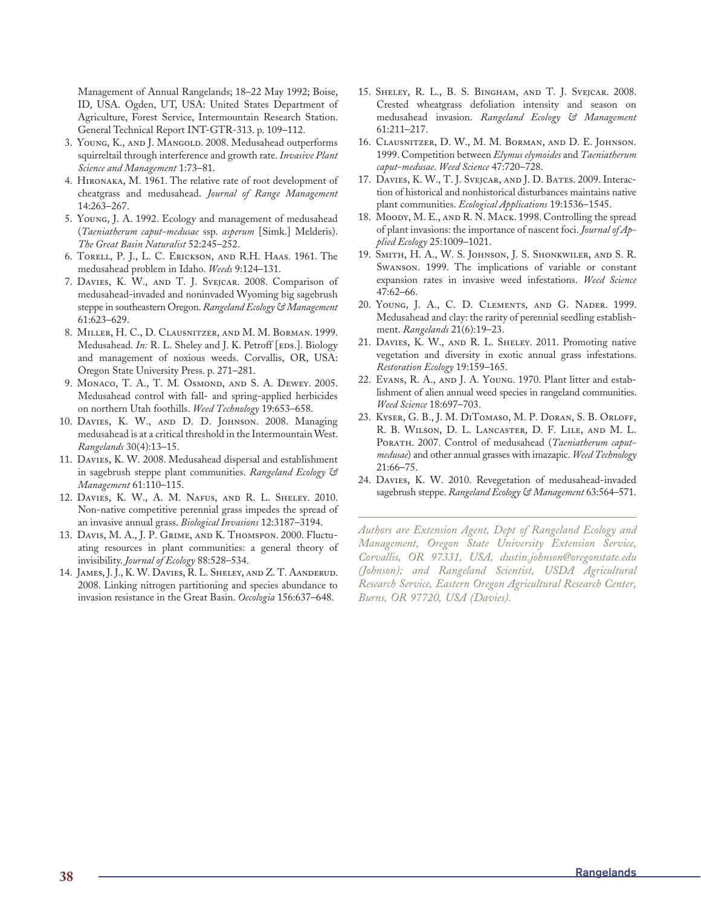Management of Annual Rangelands; 18–22 May 1992; Boise, ID, USA. Ogden, UT, USA: United States Department of Agriculture, Forest Service, Intermountain Research Station. General Technical Report INT-GTR-313. p. 109–112.

3. Young, K., and J. Mangold. 2008. Medusahead outperforms squirreltail through interference and growth rate. *Invasive Plant Science and Management* 1:73–81.
4. Hironaka, M. 1961. The relative rate of root development of cheatgrass and medusahead. *Journal of Range Management* 14:263–267.
5. Young, J. A. 1992. Ecology and management of medusahead (*Taeniatherum caput-medusae* ssp. *asperum* [Simk.] Melderis). *The Great Basin Naturalist* 52:245–252.
6. Torell, P. J., L. C. Erickson, and R.H. Haas. 1961. The medusahead problem in Idaho. *Weeds* 9:124–131.
7. Davies, K. W., and T. J. Svejcar. 2008. Comparison of medusahead-invaded and noninvaded Wyoming big sagebrush steppe in southeastern Oregon. *Rangeland Ecology & Management* 61:623–629.
8. Miller, H. C., D. Clausnitzer, and M. M. Borman. 1999. Medusahead. *In:* R. L. Sheley and J. K. Petroff [eds.]. Biology and management of noxious weeds. Corvallis, OR, USA: Oregon State University Press. p. 271–281.
9. Monaco, T. A., T. M. Osmond, and S. A. Dewey. 2005. Medusahead control with fall- and spring-applied herbicides on northern Utah foothills. *Weed Technology* 19:653–658.
10. Davies, K. W., and D. D. Johnson. 2008. Managing medusahead is at a critical threshold in the Intermountain West. *Rangelands* 30(4):13–15.
11. Davies, K. W. 2008. Medusahead dispersal and establishment in sagebrush steppe plant communities. *Rangeland Ecology & Management* 61:110–115.
12. Davies, K. W., A. M. Nafus, and R. L. Sheley. 2010. Non-native competitive perennial grass impedes the spread of an invasive annual grass. *Biological Invasions* 12:3187–3194.
13. Davis, M. A., J. P. Grime, and K. Thomspon. 2000. Fluctuating resources in plant communities: a general theory of invisibility. *Journal of Ecology* 88:528–534.
14. James, J. J., K. W. Davies, R. L. Sheley, and Z. T. Aanderud. 2008. Linking nitrogen partitioning and species abundance to invasion resistance in the Great Basin. *Oecologia* 156:637–648.
15. Sheley, R. L., B. S. Bingham, and T. J. Svejcar. 2008. Crested wheatgrass defoliation intensity and season on medusahead invasion. *Rangeland Ecology & Management* 61:211–217.
16. Clausnitzer, D. W., M. M. Borman, and D. E. Johnson. 1999. Competition between *Elymus elymoides* and *Taeniatherum caput-medusae*. *Weed Science* 47:720–728.
17. Davies, K. W., T. J. Svejcar, and J. D. Bates. 2009. Interaction of historical and nonhistorical disturbances maintains native plant communities. *Ecological Applications* 19:1536–1545.
18. Moody, M. E., and R. N. Mack. 1998. Controlling the spread of plant invasions: the importance of nascent foci. *Journal of Applied Ecology* 25:1009–1021.
19. Smith, H. A., W. S. Johnson, J. S. Shonkwiler, and S. R. Swanson. 1999. The implications of variable or constant expansion rates in invasive weed infestations. *Weed Science* 47:62–66.
20. Young, J. A., C. D. Clements, and G. Nader. 1999. Medusahead and clay: the rarity of perennial seedling establishment. *Rangelands* 21(6):19–23.
21. Davies, K. W., and R. L. Sheley. 2011. Promoting native vegetation and diversity in exotic annual grass infestations. *Restoration Ecology* 19:159–165.
22. Evans, R. A., and J. A. Young. 1970. Plant litter and establishment of alien annual weed species in rangeland communities. *Weed Science* 18:697–703.
23. Kyser, G. B., J. M. DiTomaso, M. P. Doran, S. B. Orloff, R. B. Wilson, D. L. Lancaster, D. F. Lile, and M. L. Porath. 2007. Control of medusahead (*Taeniatherum caput-medusae*) and other annual grasses with imazapic. *Weed Technology* 21:66–75.
24. Davies, K. W. 2010. Revegetation of medusahead-invaded sagebrush steppe. *Rangeland Ecology & Management* 63:564–571.

---

*Authors are Extension Agent, Dept of Rangeland Ecology and Management, Oregon State University Extension Service, Corvallis, OR 97331, USA, dustin.johnson@oregonstate.edu (Johnson); and Rangeland Scientist, USDA Agricultural Research Service, Eastern Oregon Agricultural Research Center, Burns, OR 97720, USA (Davies).*